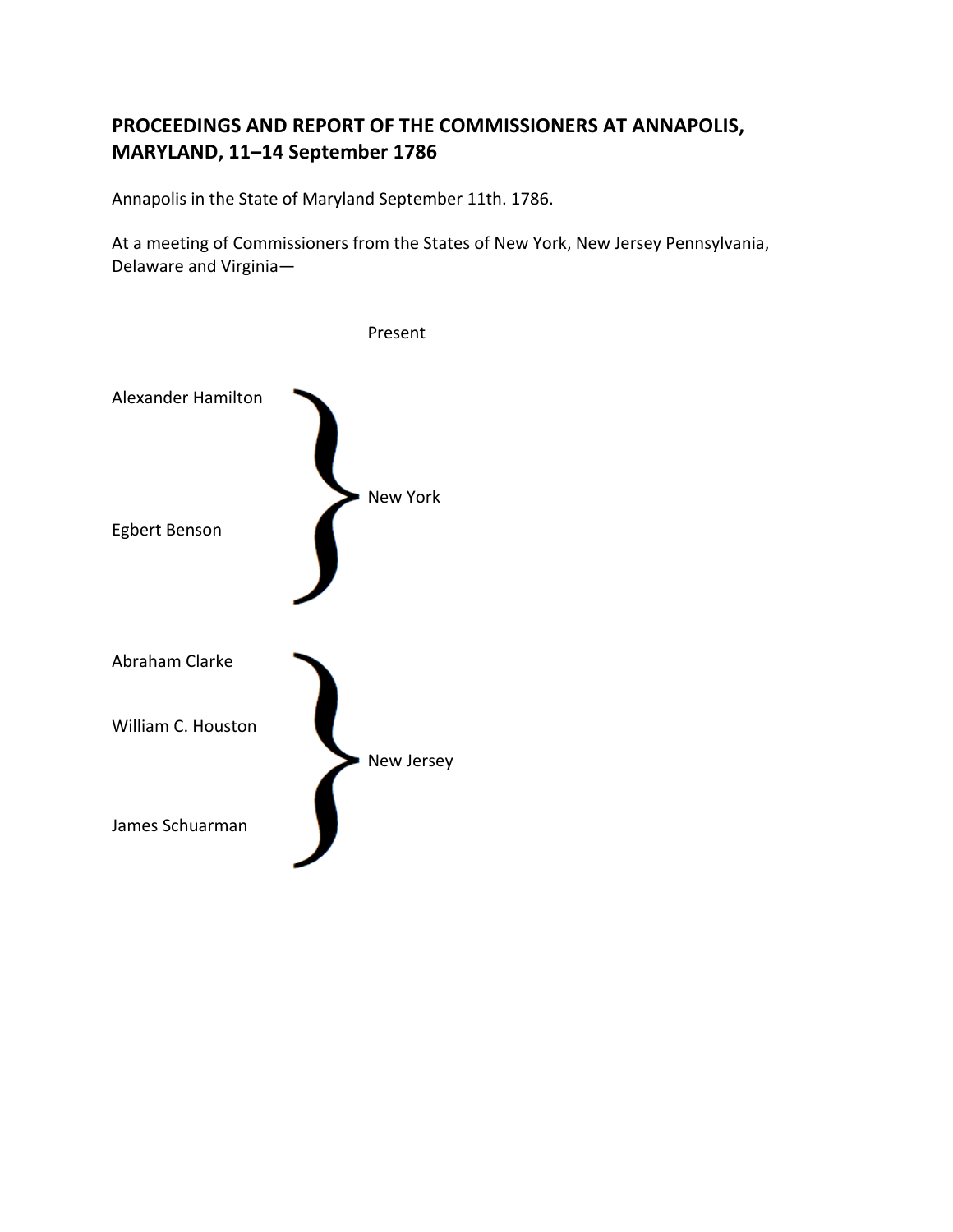## PROCEEDINGS AND REPORT OF THE COMMISSIONERS AT ANNAPOLIS, MARYLAND, 11–14 September 1786

Annapolis in the State of Maryland September 11th. 1786.

At a meeting of Commissioners from the States of New York, New Jersey Pennsylvania, Delaware and Virginia—

Present

| | |
|---|---|
| Alexander Hamilton<br>Egbert Benson | New York |
| Abraham Clarke<br>William C. Houston<br>James Schuarman | New Jersey |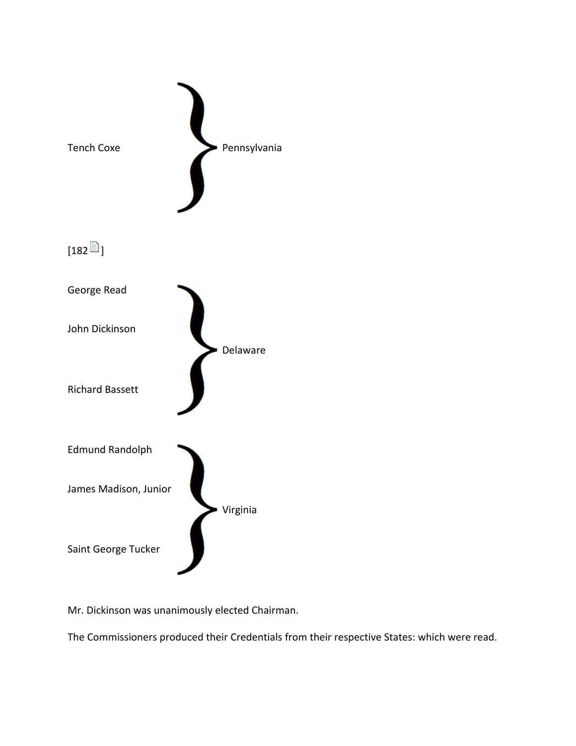| Commissioners | State |
| --- | --- |
| Tench Coxe | Pennsylvania |

[182]

| Commissioners | State |
| --- | --- |
| George Read<br>John Dickinson<br>Richard Bassett | Delaware |
| Edmund Randolph<br>James Madison, Junior<br>Saint George Tucker | Virginia |

Mr. Dickinson was unanimously elected Chairman.

The Commissioners produced their Credentials from their respective States: which were read.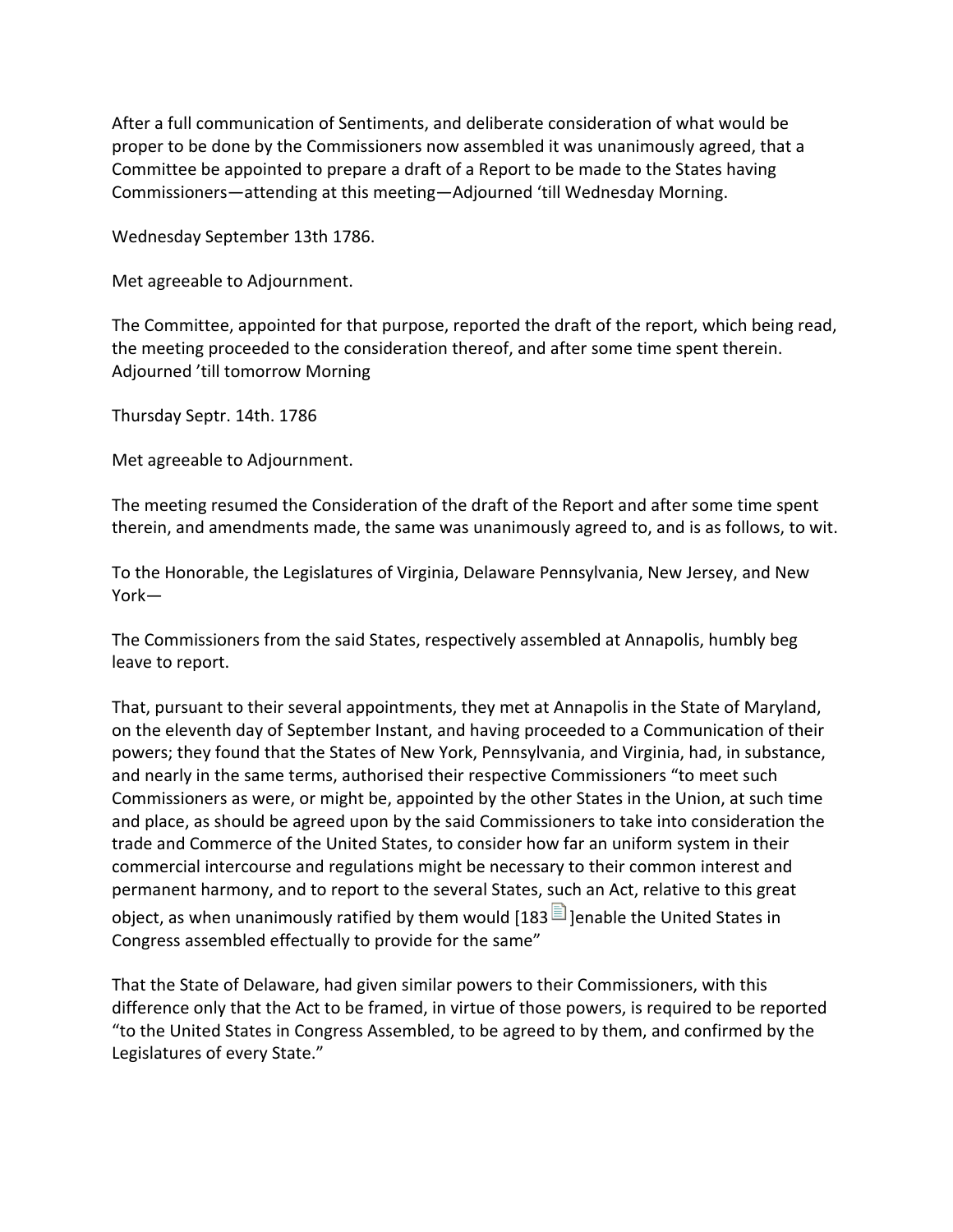After a full communication of Sentiments, and deliberate consideration of what would be proper to be done by the Commissioners now assembled it was unanimously agreed, that a Committee be appointed to prepare a draft of a Report to be made to the States having Commissioners—attending at this meeting—Adjourned 'till Wednesday Morning.

Wednesday September 13th 1786.

Met agreeable to Adjournment.

The Committee, appointed for that purpose, reported the draft of the report, which being read, the meeting proceeded to the consideration thereof, and after some time spent therein. Adjourned 'till tomorrow Morning

Thursday Septr. 14th. 1786

Met agreeable to Adjournment.

The meeting resumed the Consideration of the draft of the Report and after some time spent therein, and amendments made, the same was unanimously agreed to, and is as follows, to wit.

To the Honorable, the Legislatures of Virginia, Delaware Pennsylvania, New Jersey, and New York—

The Commissioners from the said States, respectively assembled at Annapolis, humbly beg leave to report.

That, pursuant to their several appointments, they met at Annapolis in the State of Maryland, on the eleventh day of September Instant, and having proceeded to a Communication of their powers; they found that the States of New York, Pennsylvania, and Virginia, had, in substance, and nearly in the same terms, authorised their respective Commissioners "to meet such Commissioners as were, or might be, appointed by the other States in the Union, at such time and place, as should be agreed upon by the said Commissioners to take into consideration the trade and Commerce of the United States, to consider how far an uniform system in their commercial intercourse and regulations might be necessary to their common interest and permanent harmony, and to report to the several States, such an Act, relative to this great object, as when unanimously ratified by them would [183 ]enable the United States in Congress assembled effectually to provide for the same"

That the State of Delaware, had given similar powers to their Commissioners, with this difference only that the Act to be framed, in virtue of those powers, is required to be reported "to the United States in Congress Assembled, to be agreed to by them, and confirmed by the Legislatures of every State."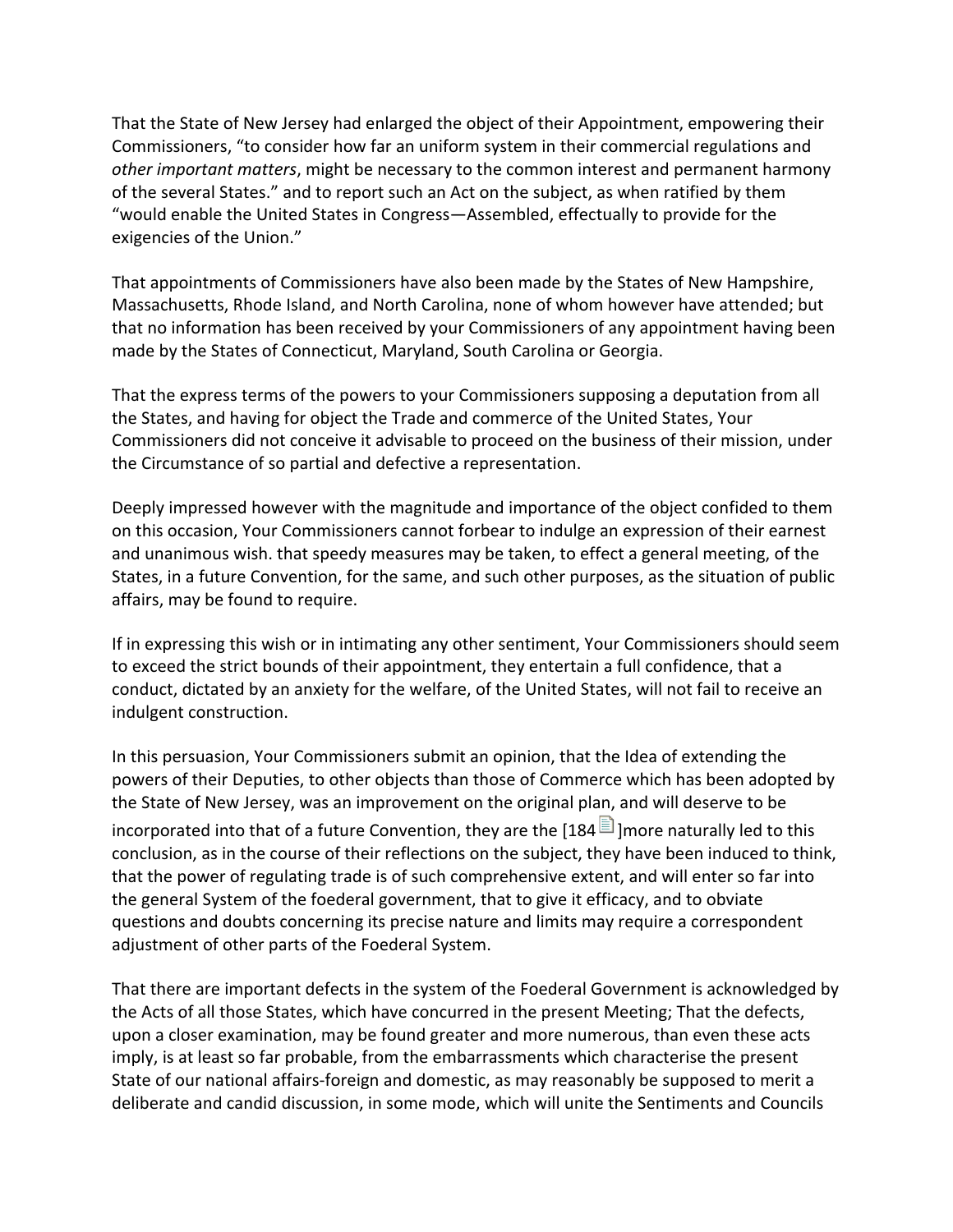That the State of New Jersey had enlarged the object of their Appointment, empowering their Commissioners, "to consider how far an uniform system in their commercial regulations and *other important matters*, might be necessary to the common interest and permanent harmony of the several States." and to report such an Act on the subject, as when ratified by them "would enable the United States in Congress—Assembled, effectually to provide for the exigencies of the Union."

That appointments of Commissioners have also been made by the States of New Hampshire, Massachusetts, Rhode Island, and North Carolina, none of whom however have attended; but that no information has been received by your Commissioners of any appointment having been made by the States of Connecticut, Maryland, South Carolina or Georgia.

That the express terms of the powers to your Commissioners supposing a deputation from all the States, and having for object the Trade and commerce of the United States, Your Commissioners did not conceive it advisable to proceed on the business of their mission, under the Circumstance of so partial and defective a representation.

Deeply impressed however with the magnitude and importance of the object confided to them on this occasion, Your Commissioners cannot forbear to indulge an expression of their earnest and unanimous wish. that speedy measures may be taken, to effect a general meeting, of the States, in a future Convention, for the same, and such other purposes, as the situation of public affairs, may be found to require.

If in expressing this wish or in intimating any other sentiment, Your Commissioners should seem to exceed the strict bounds of their appointment, they entertain a full confidence, that a conduct, dictated by an anxiety for the welfare, of the United States, will not fail to receive an indulgent construction.

In this persuasion, Your Commissioners submit an opinion, that the Idea of extending the powers of their Deputies, to other objects than those of Commerce which has been adopted by the State of New Jersey, was an improvement on the original plan, and will deserve to be incorporated into that of a future Convention, they are the [184]more naturally led to this conclusion, as in the course of their reflections on the subject, they have been induced to think, that the power of regulating trade is of such comprehensive extent, and will enter so far into the general System of the foederal government, that to give it efficacy, and to obviate questions and doubts concerning its precise nature and limits may require a correspondent adjustment of other parts of the Foederal System.

That there are important defects in the system of the Foederal Government is acknowledged by the Acts of all those States, which have concurred in the present Meeting; That the defects, upon a closer examination, may be found greater and more numerous, than even these acts imply, is at least so far probable, from the embarrassments which characterise the present State of our national affairs-foreign and domestic, as may reasonably be supposed to merit a deliberate and candid discussion, in some mode, which will unite the Sentiments and Councils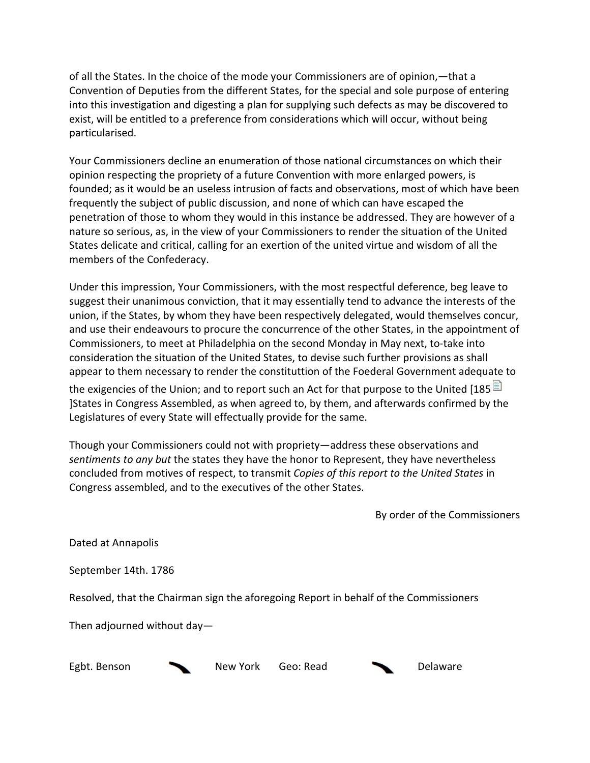of all the States. In the choice of the mode your Commissioners are of opinion,—that a Convention of Deputies from the different States, for the special and sole purpose of entering into this investigation and digesting a plan for supplying such defects as may be discovered to exist, will be entitled to a preference from considerations which will occur, without being particularised.

Your Commissioners decline an enumeration of those national circumstances on which their opinion respecting the propriety of a future Convention with more enlarged powers, is founded; as it would be an useless intrusion of facts and observations, most of which have been frequently the subject of public discussion, and none of which can have escaped the penetration of those to whom they would in this instance be addressed. They are however of a nature so serious, as, in the view of your Commissioners to render the situation of the United States delicate and critical, calling for an exertion of the united virtue and wisdom of all the members of the Confederacy.

Under this impression, Your Commissioners, with the most respectful deference, beg leave to suggest their unanimous conviction, that it may essentially tend to advance the interests of the union, if the States, by whom they have been respectively delegated, would themselves concur, and use their endeavours to procure the concurrence of the other States, in the appointment of Commissioners, to meet at Philadelphia on the second Monday in May next, to-take into consideration the situation of the United States, to devise such further provisions as shall appear to them necessary to render the constitution of the Foederal Government adequate to the exigencies of the Union; and to report such an Act for that purpose to the United [185 ]States in Congress Assembled, as when agreed to, by them, and afterwards confirmed by the Legislatures of every State will effectually provide for the same.

Though your Commissioners could not with propriety—address these observations and *sentiments to any but* the states they have the honor to Represent, they have nevertheless concluded from motives of respect, to transmit *Copies of this report to the United States* in Congress assembled, and to the executives of the other States.

By order of the Commissioners

Dated at Annapolis

September 14th. 1786

Resolved, that the Chairman sign the aforegoing Report in behalf of the Commissioners

Then adjourned without day—

Egbt. Benson New York Geo: Read Delaware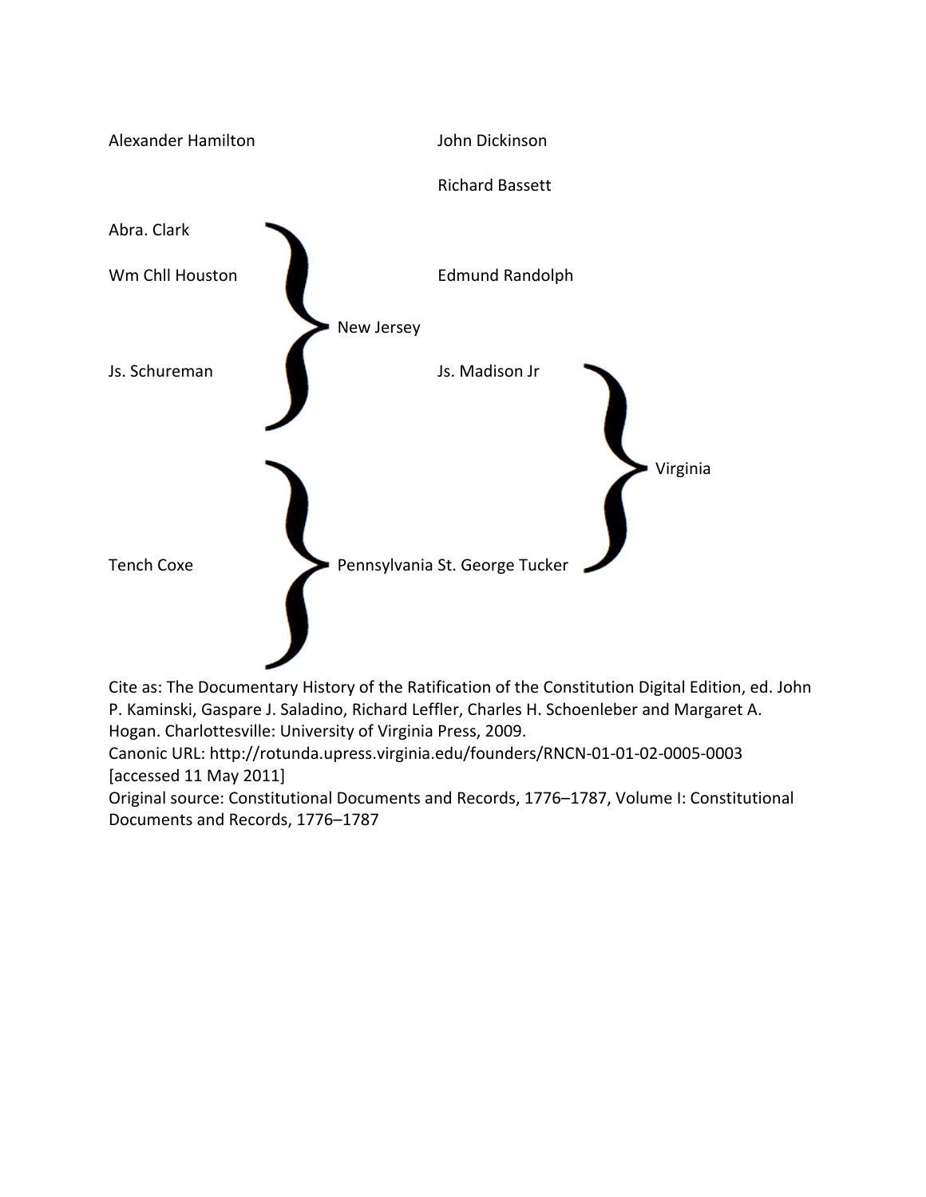Alexander Hamilton

Abra. Clark

Wm Chll Houston

Js. Schureman

} New Jersey

Tench Coxe } Pennsylvania

John Dickinson

Richard Bassett

Edmund Randolph

Js. Madison Jr

St. George Tucker

} Virginia

Cite as: The Documentary History of the Ratification of the Constitution Digital Edition, ed. John P. Kaminski, Gaspare J. Saladino, Richard Leffler, Charles H. Schoenleber and Margaret A. Hogan. Charlottesville: University of Virginia Press, 2009.
Canonic URL: http://rotunda.upress.virginia.edu/founders/RNCN-01-01-02-0005-0003 [accessed 11 May 2011]
Original source: Constitutional Documents and Records, 1776–1787, Volume I: Constitutional Documents and Records, 1776–1787